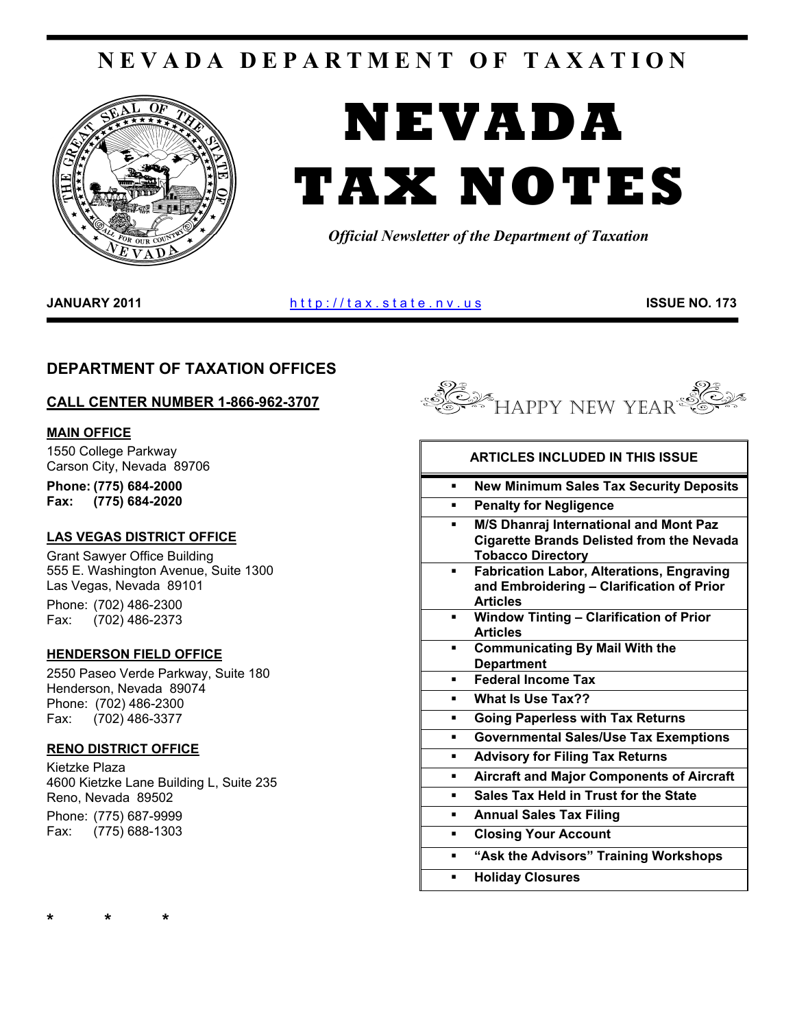# NEVADA DEPARTMENT OF TAXATION

# NEVADA TAX NOTES

*Official Newsletter of the Department of Taxation*

**JANUARY 2011** http://tax.state.nv.us **ISSUE NO. 173**

## DEPARTMENT OF TAXATION OFFICES

### CALL CENTER NUMBER 1-866-962-3707

**MAIN OFFICE**

1550 College Parkway
Carson City, Nevada 89706

**Phone: (775) 684-2000**
**Fax: (775) 684-2020**

**LAS VEGAS DISTRICT OFFICE**

Grant Sawyer Office Building
555 E. Washington Avenue, Suite 1300
Las Vegas, Nevada 89101

Phone: (702) 486-2300
Fax: (702) 486-2373

**HENDERSON FIELD OFFICE**

2550 Paseo Verde Parkway, Suite 180
Henderson, Nevada 89074
Phone: (702) 486-2300
Fax: (702) 486-3377

**RENO DISTRICT OFFICE**

Kietzke Plaza
4600 Kietzke Lane Building L, Suite 235
Reno, Nevada 89502

Phone: (775) 687-9999
Fax: (775) 688-1303

\* \* \*

HAPPY NEW YEAR

| ARTICLES INCLUDED IN THIS ISSUE |
|---|
| ▪ New Minimum Sales Tax Security Deposits |
| ▪ Penalty for Negligence |
| ▪ M/S Dhanraj International and Mont Paz Cigarette Brands Delisted from the Nevada Tobacco Directory |
| ▪ Fabrication Labor, Alterations, Engraving and Embroidering – Clarification of Prior Articles |
| ▪ Window Tinting – Clarification of Prior Articles |
| ▪ Communicating By Mail With the Department |
| ▪ Federal Income Tax |
| ▪ What Is Use Tax?? |
| ▪ Going Paperless with Tax Returns |
| ▪ Governmental Sales/Use Tax Exemptions |
| ▪ Advisory for Filing Tax Returns |
| ▪ Aircraft and Major Components of Aircraft |
| ▪ Sales Tax Held in Trust for the State |
| ▪ Annual Sales Tax Filing |
| ▪ Closing Your Account |
| ▪ "Ask the Advisors" Training Workshops |
| ▪ Holiday Closures |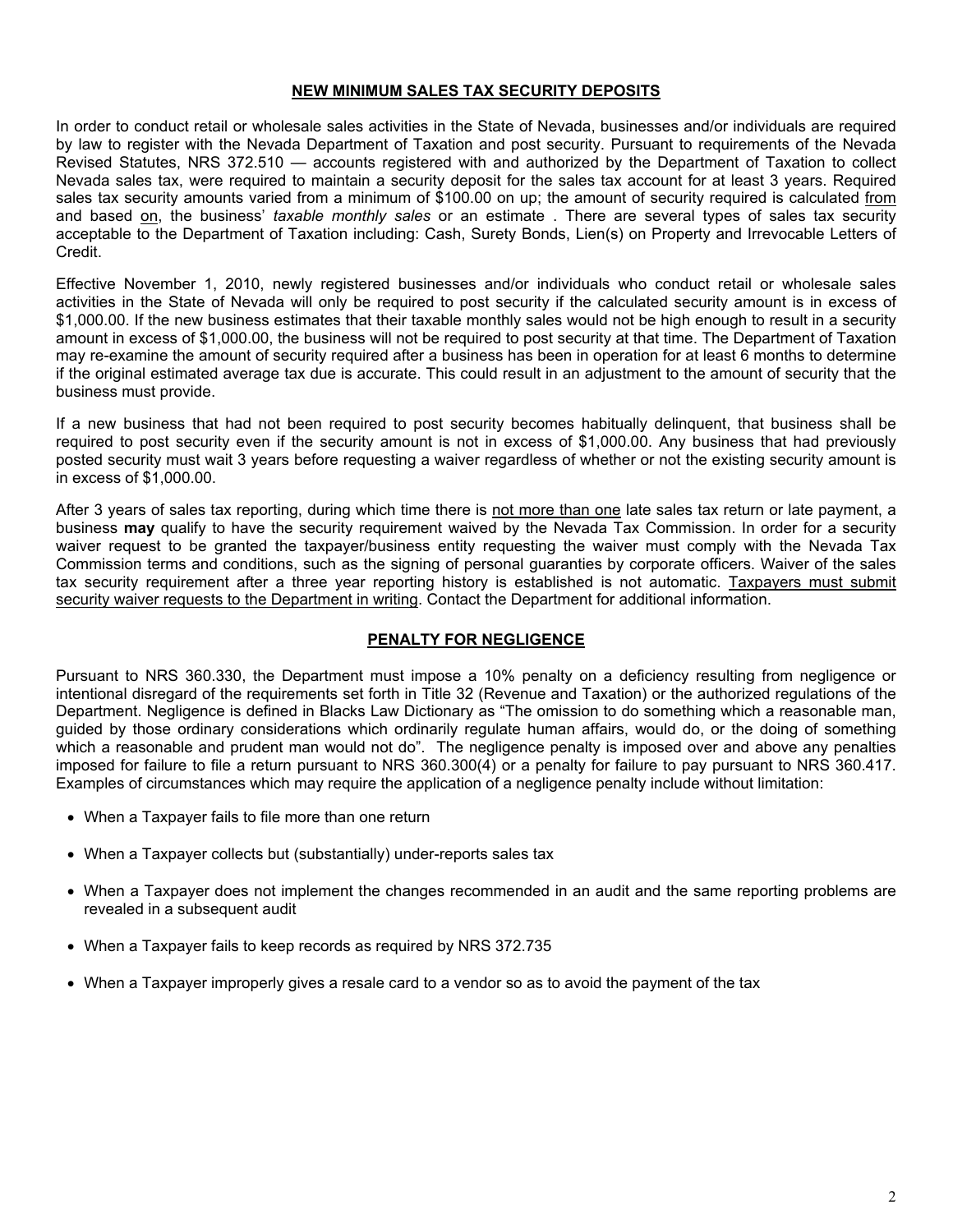## NEW MINIMUM SALES TAX SECURITY DEPOSITS

In order to conduct retail or wholesale sales activities in the State of Nevada, businesses and/or individuals are required by law to register with the Nevada Department of Taxation and post security. Pursuant to requirements of the Nevada Revised Statutes, NRS 372.510 — accounts registered with and authorized by the Department of Taxation to collect Nevada sales tax, were required to maintain a security deposit for the sales tax account for at least 3 years. Required sales tax security amounts varied from a minimum of $100.00 on up; the amount of security required is calculated from and based on, the business' *taxable monthly sales* or an estimate . There are several types of sales tax security acceptable to the Department of Taxation including: Cash, Surety Bonds, Lien(s) on Property and Irrevocable Letters of Credit.

Effective November 1, 2010, newly registered businesses and/or individuals who conduct retail or wholesale sales activities in the State of Nevada will only be required to post security if the calculated security amount is in excess of $1,000.00. If the new business estimates that their taxable monthly sales would not be high enough to result in a security amount in excess of $1,000.00, the business will not be required to post security at that time. The Department of Taxation may re-examine the amount of security required after a business has been in operation for at least 6 months to determine if the original estimated average tax due is accurate. This could result in an adjustment to the amount of security that the business must provide.

If a new business that had not been required to post security becomes habitually delinquent, that business shall be required to post security even if the security amount is not in excess of $1,000.00. Any business that had previously posted security must wait 3 years before requesting a waiver regardless of whether or not the existing security amount is in excess of $1,000.00.

After 3 years of sales tax reporting, during which time there is not more than one late sales tax return or late payment, a business **may** qualify to have the security requirement waived by the Nevada Tax Commission. In order for a security waiver request to be granted the taxpayer/business entity requesting the waiver must comply with the Nevada Tax Commission terms and conditions, such as the signing of personal guaranties by corporate officers. Waiver of the sales tax security requirement after a three year reporting history is established is not automatic. Taxpayers must submit security waiver requests to the Department in writing. Contact the Department for additional information.

## PENALTY FOR NEGLIGENCE

Pursuant to NRS 360.330, the Department must impose a 10% penalty on a deficiency resulting from negligence or intentional disregard of the requirements set forth in Title 32 (Revenue and Taxation) or the authorized regulations of the Department. Negligence is defined in Blacks Law Dictionary as "The omission to do something which a reasonable man, guided by those ordinary considerations which ordinarily regulate human affairs, would do, or the doing of something which a reasonable and prudent man would not do". The negligence penalty is imposed over and above any penalties imposed for failure to file a return pursuant to NRS 360.300(4) or a penalty for failure to pay pursuant to NRS 360.417. Examples of circumstances which may require the application of a negligence penalty include without limitation:

- When a Taxpayer fails to file more than one return
- When a Taxpayer collects but (substantially) under-reports sales tax
- When a Taxpayer does not implement the changes recommended in an audit and the same reporting problems are revealed in a subsequent audit
- When a Taxpayer fails to keep records as required by NRS 372.735
- When a Taxpayer improperly gives a resale card to a vendor so as to avoid the payment of the tax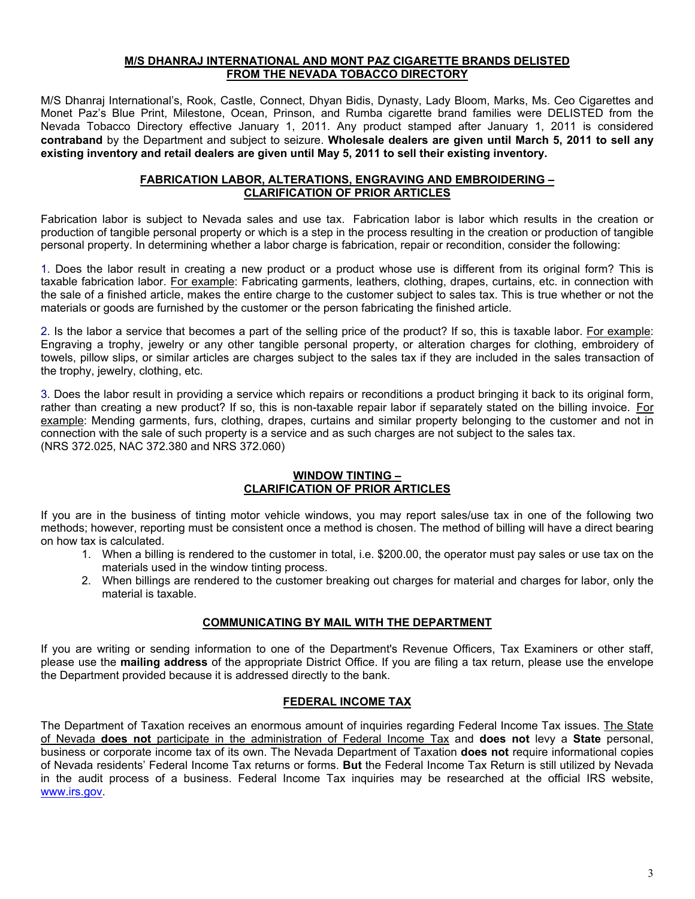## M/S DHANRAJ INTERNATIONAL AND MONT PAZ CIGARETTE BRANDS DELISTED FROM THE NEVADA TOBACCO DIRECTORY

M/S Dhanraj International's, Rook, Castle, Connect, Dhyan Bidis, Dynasty, Lady Bloom, Marks, Ms. Ceo Cigarettes and Monet Paz's Blue Print, Milestone, Ocean, Prinson, and Rumba cigarette brand families were DELISTED from the Nevada Tobacco Directory effective January 1, 2011. Any product stamped after January 1, 2011 is considered **contraband** by the Department and subject to seizure. **Wholesale dealers are given until March 5, 2011 to sell any existing inventory and retail dealers are given until May 5, 2011 to sell their existing inventory.**

## FABRICATION LABOR, ALTERATIONS, ENGRAVING AND EMBROIDERING – CLARIFICATION OF PRIOR ARTICLES

Fabrication labor is subject to Nevada sales and use tax. Fabrication labor is labor which results in the creation or production of tangible personal property or which is a step in the process resulting in the creation or production of tangible personal property. In determining whether a labor charge is fabrication, repair or recondition, consider the following:

1. Does the labor result in creating a new product or a product whose use is different from its original form? This is taxable fabrication labor. For example: Fabricating garments, leathers, clothing, drapes, curtains, etc. in connection with the sale of a finished article, makes the entire charge to the customer subject to sales tax. This is true whether or not the materials or goods are furnished by the customer or the person fabricating the finished article.

2. Is the labor a service that becomes a part of the selling price of the product? If so, this is taxable labor. For example: Engraving a trophy, jewelry or any other tangible personal property, or alteration charges for clothing, embroidery of towels, pillow slips, or similar articles are charges subject to the sales tax if they are included in the sales transaction of the trophy, jewelry, clothing, etc.

3. Does the labor result in providing a service which repairs or reconditions a product bringing it back to its original form, rather than creating a new product? If so, this is non-taxable repair labor if separately stated on the billing invoice. For example: Mending garments, furs, clothing, drapes, curtains and similar property belonging to the customer and not in connection with the sale of such property is a service and as such charges are not subject to the sales tax.
(NRS 372.025, NAC 372.380 and NRS 372.060)

## WINDOW TINTING – CLARIFICATION OF PRIOR ARTICLES

If you are in the business of tinting motor vehicle windows, you may report sales/use tax in one of the following two methods; however, reporting must be consistent once a method is chosen. The method of billing will have a direct bearing on how tax is calculated.

1. When a billing is rendered to the customer in total, i.e. $200.00, the operator must pay sales or use tax on the materials used in the window tinting process.
2. When billings are rendered to the customer breaking out charges for material and charges for labor, only the material is taxable.

## COMMUNICATING BY MAIL WITH THE DEPARTMENT

If you are writing or sending information to one of the Department's Revenue Officers, Tax Examiners or other staff, please use the **mailing address** of the appropriate District Office. If you are filing a tax return, please use the envelope the Department provided because it is addressed directly to the bank.

## FEDERAL INCOME TAX

The Department of Taxation receives an enormous amount of inquiries regarding Federal Income Tax issues. The State of Nevada **does not** participate in the administration of Federal Income Tax and **does not** levy a **State** personal, business or corporate income tax of its own. The Nevada Department of Taxation **does not** require informational copies of Nevada residents' Federal Income Tax returns or forms. **But** the Federal Income Tax Return is still utilized by Nevada in the audit process of a business. Federal Income Tax inquiries may be researched at the official IRS website, www.irs.gov.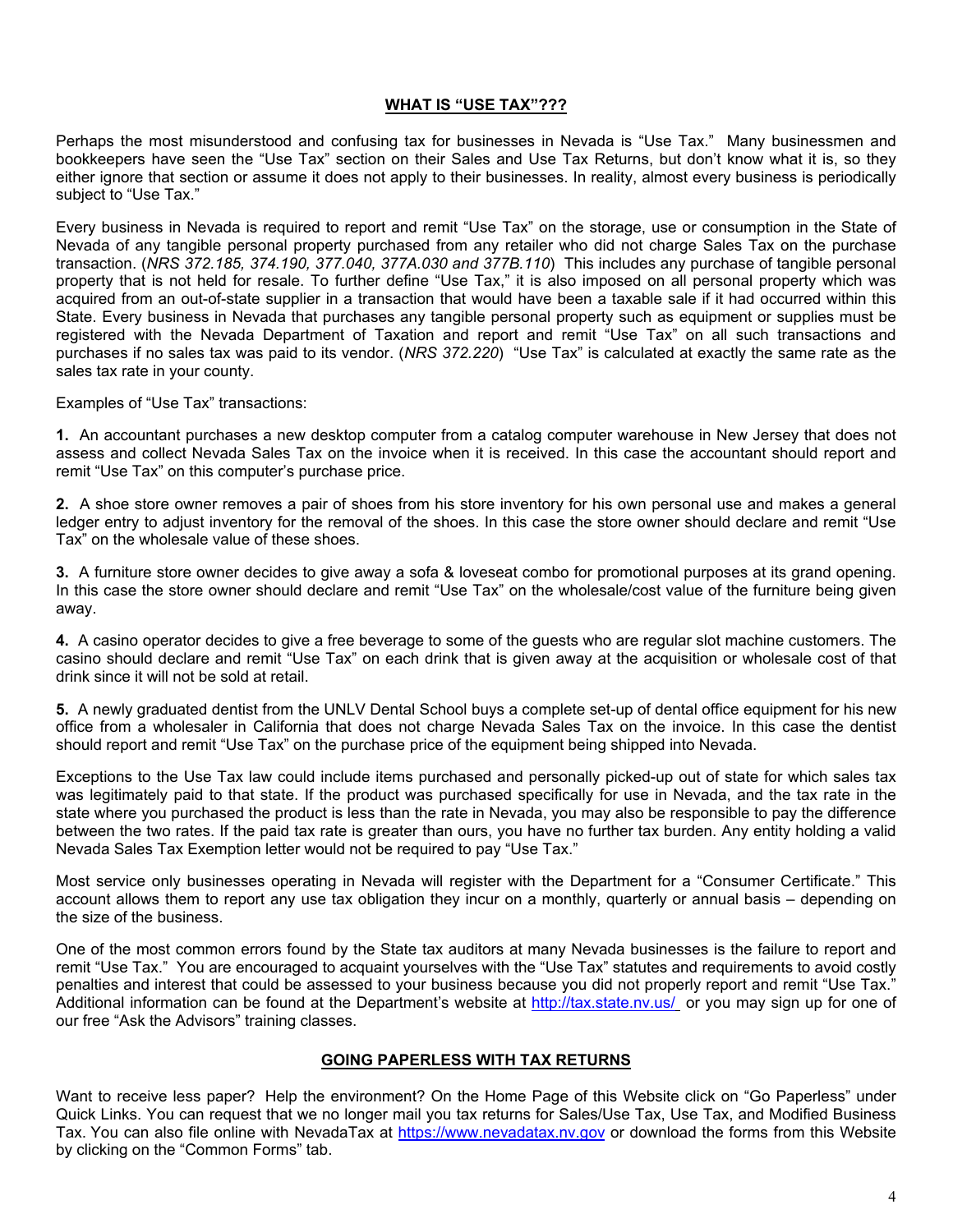## WHAT IS "USE TAX"???

Perhaps the most misunderstood and confusing tax for businesses in Nevada is "Use Tax." Many businessmen and bookkeepers have seen the "Use Tax" section on their Sales and Use Tax Returns, but don't know what it is, so they either ignore that section or assume it does not apply to their businesses. In reality, almost every business is periodically subject to "Use Tax."

Every business in Nevada is required to report and remit "Use Tax" on the storage, use or consumption in the State of Nevada of any tangible personal property purchased from any retailer who did not charge Sales Tax on the purchase transaction. (*NRS 372.185, 374.190, 377.040, 377A.030 and 377B.110*) This includes any purchase of tangible personal property that is not held for resale. To further define "Use Tax," it is also imposed on all personal property which was acquired from an out-of-state supplier in a transaction that would have been a taxable sale if it had occurred within this State. Every business in Nevada that purchases any tangible personal property such as equipment or supplies must be registered with the Nevada Department of Taxation and report and remit "Use Tax" on all such transactions and purchases if no sales tax was paid to its vendor. (*NRS 372.220*) "Use Tax" is calculated at exactly the same rate as the sales tax rate in your county.

Examples of "Use Tax" transactions:

**1.** An accountant purchases a new desktop computer from a catalog computer warehouse in New Jersey that does not assess and collect Nevada Sales Tax on the invoice when it is received. In this case the accountant should report and remit "Use Tax" on this computer's purchase price.

**2.** A shoe store owner removes a pair of shoes from his store inventory for his own personal use and makes a general ledger entry to adjust inventory for the removal of the shoes. In this case the store owner should declare and remit "Use Tax" on the wholesale value of these shoes.

**3.** A furniture store owner decides to give away a sofa & loveseat combo for promotional purposes at its grand opening. In this case the store owner should declare and remit "Use Tax" on the wholesale/cost value of the furniture being given away.

**4.** A casino operator decides to give a free beverage to some of the guests who are regular slot machine customers. The casino should declare and remit "Use Tax" on each drink that is given away at the acquisition or wholesale cost of that drink since it will not be sold at retail.

**5.** A newly graduated dentist from the UNLV Dental School buys a complete set-up of dental office equipment for his new office from a wholesaler in California that does not charge Nevada Sales Tax on the invoice. In this case the dentist should report and remit "Use Tax" on the purchase price of the equipment being shipped into Nevada.

Exceptions to the Use Tax law could include items purchased and personally picked-up out of state for which sales tax was legitimately paid to that state. If the product was purchased specifically for use in Nevada, and the tax rate in the state where you purchased the product is less than the rate in Nevada, you may also be responsible to pay the difference between the two rates. If the paid tax rate is greater than ours, you have no further tax burden. Any entity holding a valid Nevada Sales Tax Exemption letter would not be required to pay "Use Tax."

Most service only businesses operating in Nevada will register with the Department for a "Consumer Certificate." This account allows them to report any use tax obligation they incur on a monthly, quarterly or annual basis – depending on the size of the business.

One of the most common errors found by the State tax auditors at many Nevada businesses is the failure to report and remit "Use Tax." You are encouraged to acquaint yourselves with the "Use Tax" statutes and requirements to avoid costly penalties and interest that could be assessed to your business because you did not properly report and remit "Use Tax." Additional information can be found at the Department's website at http://tax.state.nv.us/ or you may sign up for one of our free "Ask the Advisors" training classes.

## GOING PAPERLESS WITH TAX RETURNS

Want to receive less paper? Help the environment? On the Home Page of this Website click on "Go Paperless" under Quick Links. You can request that we no longer mail you tax returns for Sales/Use Tax, Use Tax, and Modified Business Tax. You can also file online with NevadaTax at https://www.nevadatax.nv.gov or download the forms from this Website by clicking on the "Common Forms" tab.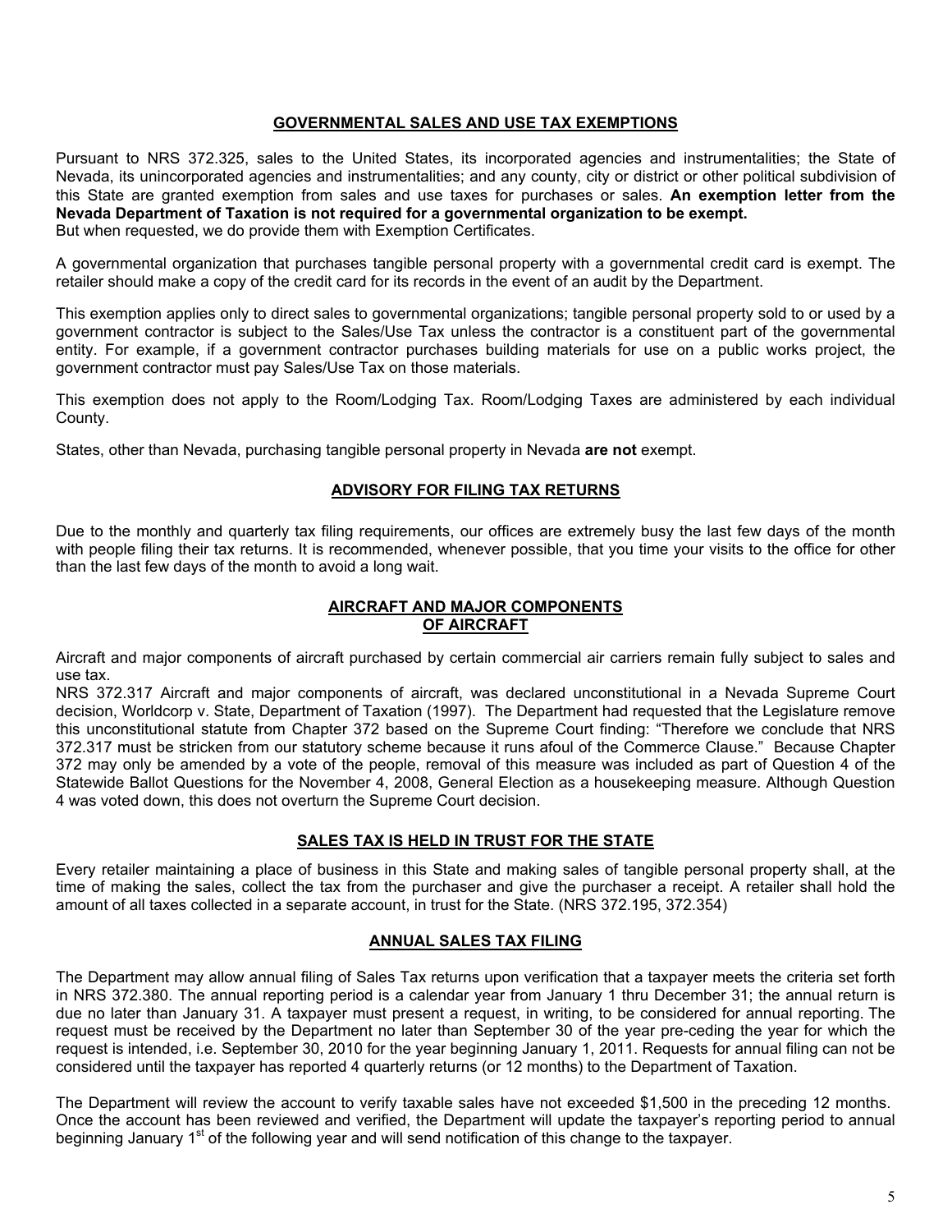## GOVERNMENTAL SALES AND USE TAX EXEMPTIONS

Pursuant to NRS 372.325, sales to the United States, its incorporated agencies and instrumentalities; the State of Nevada, its unincorporated agencies and instrumentalities; and any county, city or district or other political subdivision of this State are granted exemption from sales and use taxes for purchases or sales. **An exemption letter from the Nevada Department of Taxation is not required for a governmental organization to be exempt.** But when requested, we do provide them with Exemption Certificates.

A governmental organization that purchases tangible personal property with a governmental credit card is exempt. The retailer should make a copy of the credit card for its records in the event of an audit by the Department.

This exemption applies only to direct sales to governmental organizations; tangible personal property sold to or used by a government contractor is subject to the Sales/Use Tax unless the contractor is a constituent part of the governmental entity. For example, if a government contractor purchases building materials for use on a public works project, the government contractor must pay Sales/Use Tax on those materials.

This exemption does not apply to the Room/Lodging Tax. Room/Lodging Taxes are administered by each individual County.

States, other than Nevada, purchasing tangible personal property in Nevada **are not** exempt.

## ADVISORY FOR FILING TAX RETURNS

Due to the monthly and quarterly tax filing requirements, our offices are extremely busy the last few days of the month with people filing their tax returns. It is recommended, whenever possible, that you time your visits to the office for other than the last few days of the month to avoid a long wait.

## AIRCRAFT AND MAJOR COMPONENTS OF AIRCRAFT

Aircraft and major components of aircraft purchased by certain commercial air carriers remain fully subject to sales and use tax.

NRS 372.317 Aircraft and major components of aircraft, was declared unconstitutional in a Nevada Supreme Court decision, Worldcorp v. State, Department of Taxation (1997). The Department had requested that the Legislature remove this unconstitutional statute from Chapter 372 based on the Supreme Court finding: "Therefore we conclude that NRS 372.317 must be stricken from our statutory scheme because it runs afoul of the Commerce Clause." Because Chapter 372 may only be amended by a vote of the people, removal of this measure was included as part of Question 4 of the Statewide Ballot Questions for the November 4, 2008, General Election as a housekeeping measure. Although Question 4 was voted down, this does not overturn the Supreme Court decision.

## SALES TAX IS HELD IN TRUST FOR THE STATE

Every retailer maintaining a place of business in this State and making sales of tangible personal property shall, at the time of making the sales, collect the tax from the purchaser and give the purchaser a receipt. A retailer shall hold the amount of all taxes collected in a separate account, in trust for the State. (NRS 372.195, 372.354)

## ANNUAL SALES TAX FILING

The Department may allow annual filing of Sales Tax returns upon verification that a taxpayer meets the criteria set forth in NRS 372.380. The annual reporting period is a calendar year from January 1 thru December 31; the annual return is due no later than January 31. A taxpayer must present a request, in writing, to be considered for annual reporting. The request must be received by the Department no later than September 30 of the year pre-ceding the year for which the request is intended, i.e. September 30, 2010 for the year beginning January 1, 2011. Requests for annual filing can not be considered until the taxpayer has reported 4 quarterly returns (or 12 months) to the Department of Taxation.

The Department will review the account to verify taxable sales have not exceeded $1,500 in the preceding 12 months. Once the account has been reviewed and verified, the Department will update the taxpayer's reporting period to annual beginning January 1st of the following year and will send notification of this change to the taxpayer.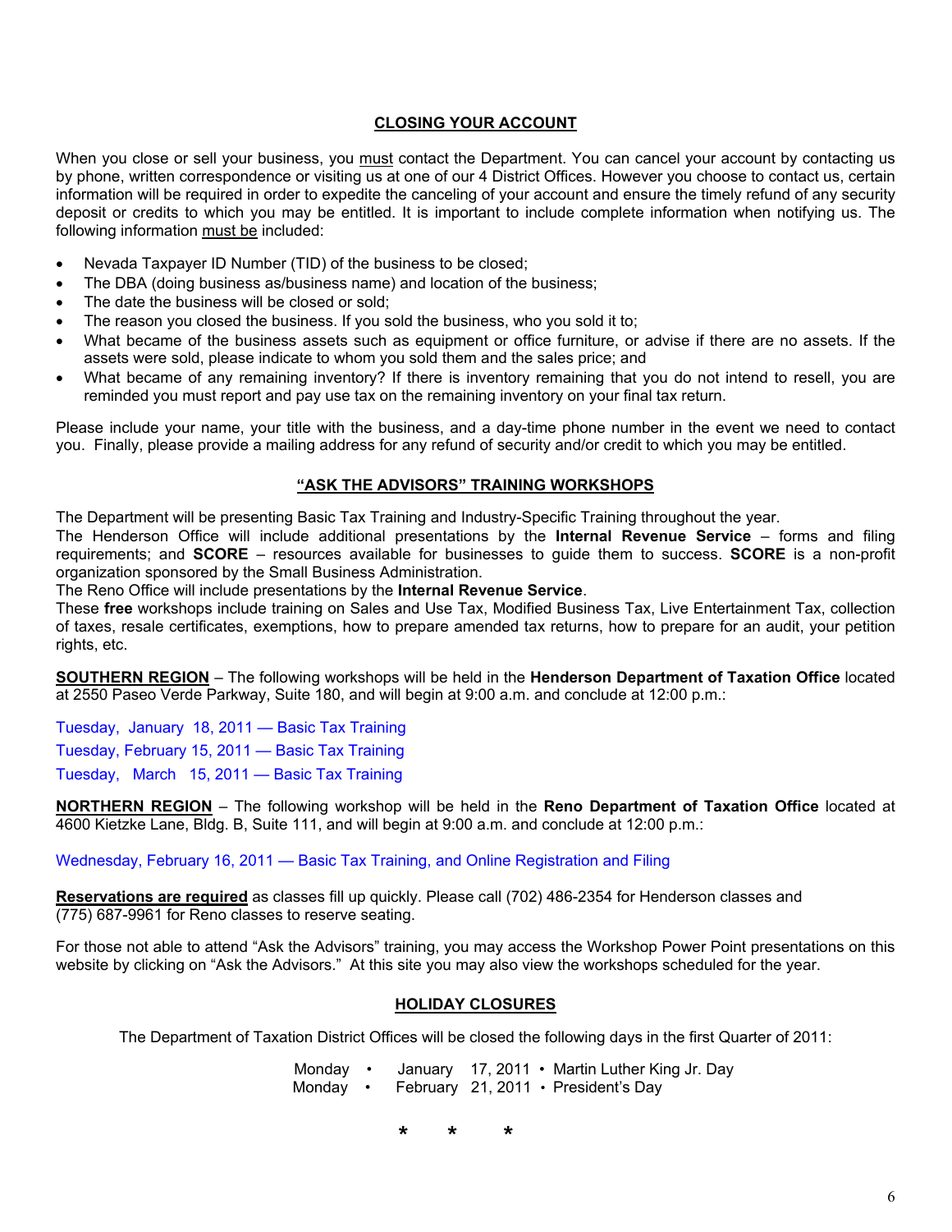## CLOSING YOUR ACCOUNT

When you close or sell your business, you must contact the Department. You can cancel your account by contacting us by phone, written correspondence or visiting us at one of our 4 District Offices. However you choose to contact us, certain information will be required in order to expedite the canceling of your account and ensure the timely refund of any security deposit or credits to which you may be entitled. It is important to include complete information when notifying us. The following information must be included:

- Nevada Taxpayer ID Number (TID) of the business to be closed;
- The DBA (doing business as/business name) and location of the business;
- The date the business will be closed or sold;
- The reason you closed the business. If you sold the business, who you sold it to;
- What became of the business assets such as equipment or office furniture, or advise if there are no assets. If the assets were sold, please indicate to whom you sold them and the sales price; and
- What became of any remaining inventory? If there is inventory remaining that you do not intend to resell, you are reminded you must report and pay use tax on the remaining inventory on your final tax return.

Please include your name, your title with the business, and a day-time phone number in the event we need to contact you. Finally, please provide a mailing address for any refund of security and/or credit to which you may be entitled.

## "ASK THE ADVISORS" TRAINING WORKSHOPS

The Department will be presenting Basic Tax Training and Industry-Specific Training throughout the year.
The Henderson Office will include additional presentations by the **Internal Revenue Service** – forms and filing requirements; and **SCORE** – resources available for businesses to guide them to success. **SCORE** is a non-profit organization sponsored by the Small Business Administration.
The Reno Office will include presentations by the **Internal Revenue Service**.
These **free** workshops include training on Sales and Use Tax, Modified Business Tax, Live Entertainment Tax, collection of taxes, resale certificates, exemptions, how to prepare amended tax returns, how to prepare for an audit, your petition rights, etc.

**SOUTHERN REGION** – The following workshops will be held in the **Henderson Department of Taxation Office** located at 2550 Paseo Verde Parkway, Suite 180, and will begin at 9:00 a.m. and conclude at 12:00 p.m.:

Tuesday, January 18, 2011 — Basic Tax Training
Tuesday, February 15, 2011 — Basic Tax Training
Tuesday, March 15, 2011 — Basic Tax Training

**NORTHERN REGION** – The following workshop will be held in the **Reno Department of Taxation Office** located at 4600 Kietzke Lane, Bldg. B, Suite 111, and will begin at 9:00 a.m. and conclude at 12:00 p.m.:

Wednesday, February 16, 2011 — Basic Tax Training, and Online Registration and Filing

**Reservations are required** as classes fill up quickly. Please call (702) 486-2354 for Henderson classes and (775) 687-9961 for Reno classes to reserve seating.

For those not able to attend "Ask the Advisors" training, you may access the Workshop Power Point presentations on this website by clicking on "Ask the Advisors." At this site you may also view the workshops scheduled for the year.

## HOLIDAY CLOSURES

The Department of Taxation District Offices will be closed the following days in the first Quarter of 2011:

Monday • January 17, 2011 • Martin Luther King Jr. Day
Monday • February 21, 2011 • President's Day

\* \* \*